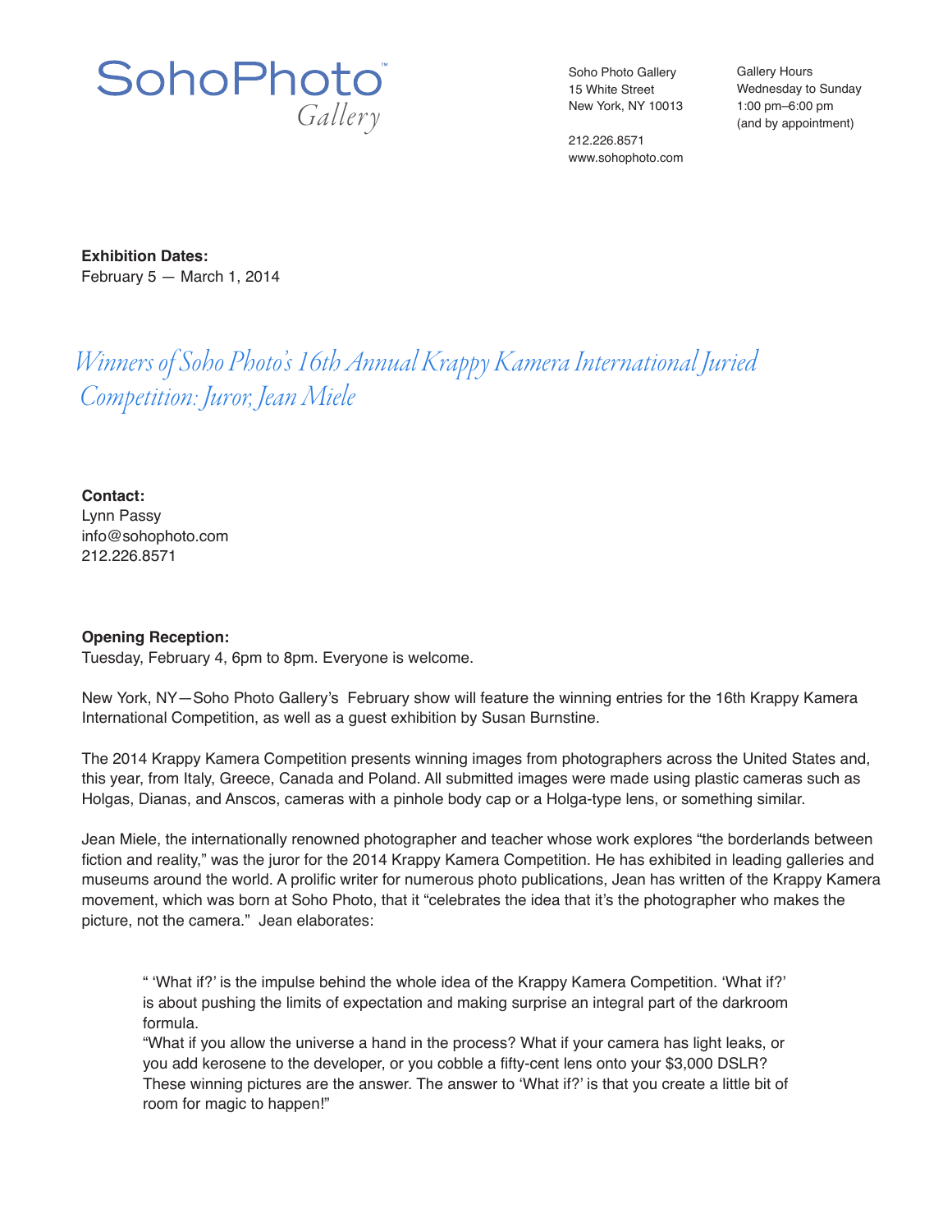SohoPhoto™
Gallery

Soho Photo Gallery
15 White Street
New York, NY 10013

212.226.8571
www.sohophoto.com

Gallery Hours
Wednesday to Sunday
1:00 pm–6:00 pm
(and by appointment)

**Exhibition Dates:**
February 5 — March 1, 2014

# *Winners of Soho Photo's 16th Annual Krappy Kamera International Juried Competition: Juror, Jean Miele*

**Contact:**
Lynn Passy
info@sohophoto.com
212.226.8571

**Opening Reception:**
Tuesday, February 4, 6pm to 8pm. Everyone is welcome.

New York, NY—Soho Photo Gallery's February show will feature the winning entries for the 16th Krappy Kamera International Competition, as well as a guest exhibition by Susan Burnstine.

The 2014 Krappy Kamera Competition presents winning images from photographers across the United States and, this year, from Italy, Greece, Canada and Poland. All submitted images were made using plastic cameras such as Holgas, Dianas, and Anscos, cameras with a pinhole body cap or a Holga-type lens, or something similar.

Jean Miele, the internationally renowned photographer and teacher whose work explores "the borderlands between fiction and reality," was the juror for the 2014 Krappy Kamera Competition. He has exhibited in leading galleries and museums around the world. A prolific writer for numerous photo publications, Jean has written of the Krappy Kamera movement, which was born at Soho Photo, that it "celebrates the idea that it's the photographer who makes the picture, not the camera." Jean elaborates:

> " 'What if?' is the impulse behind the whole idea of the Krappy Kamera Competition. 'What if?' is about pushing the limits of expectation and making surprise an integral part of the darkroom formula.
> "What if you allow the universe a hand in the process? What if your camera has light leaks, or you add kerosene to the developer, or you cobble a fifty-cent lens onto your $3,000 DSLR? These winning pictures are the answer. The answer to 'What if?' is that you create a little bit of room for magic to happen!"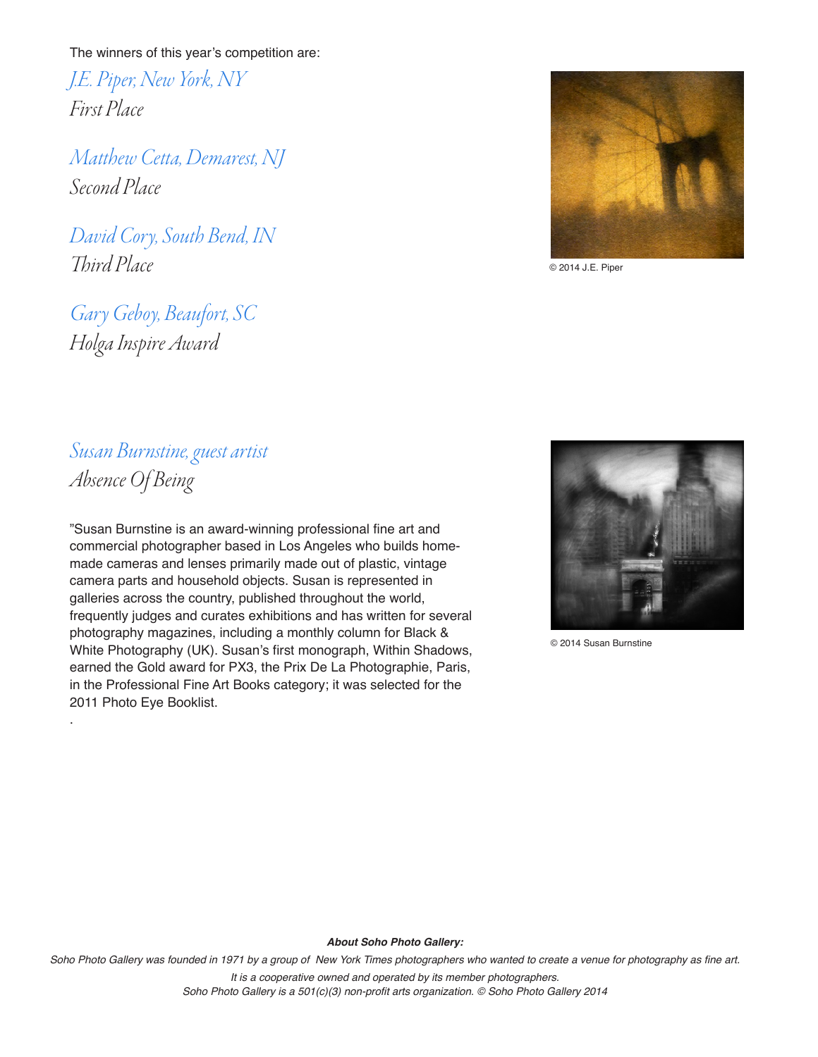The winners of this year's competition are:

*J.E. Piper, New York, NY*
*First Place*

*Matthew Cetta, Demarest, NJ*
*Second Place*

*David Cory, South Bend, IN*
*Third Place*

*Gary Geboy, Beaufort, SC*
*Holga Inspire Award*

© 2014 J.E. Piper

*Susan Burnstine, guest artist*
*Absence Of Being*

"Susan Burnstine is an award-winning professional fine art and commercial photographer based in Los Angeles who builds home-made cameras and lenses primarily made out of plastic, vintage camera parts and household objects. Susan is represented in galleries across the country, published throughout the world, frequently judges and curates exhibitions and has written for several photography magazines, including a monthly column for Black & White Photography (UK). Susan's first monograph, Within Shadows, earned the Gold award for PX3, the Prix De La Photographie, Paris, in the Professional Fine Art Books category; it was selected for the 2011 Photo Eye Booklist.

.

© 2014 Susan Burnstine

***About Soho Photo Gallery:***

*Soho Photo Gallery was founded in 1971 by a group of New York Times photographers who wanted to create a venue for photography as fine art.*
*It is a cooperative owned and operated by its member photographers.*
*Soho Photo Gallery is a 501(c)(3) non-profit arts organization. © Soho Photo Gallery 2014*